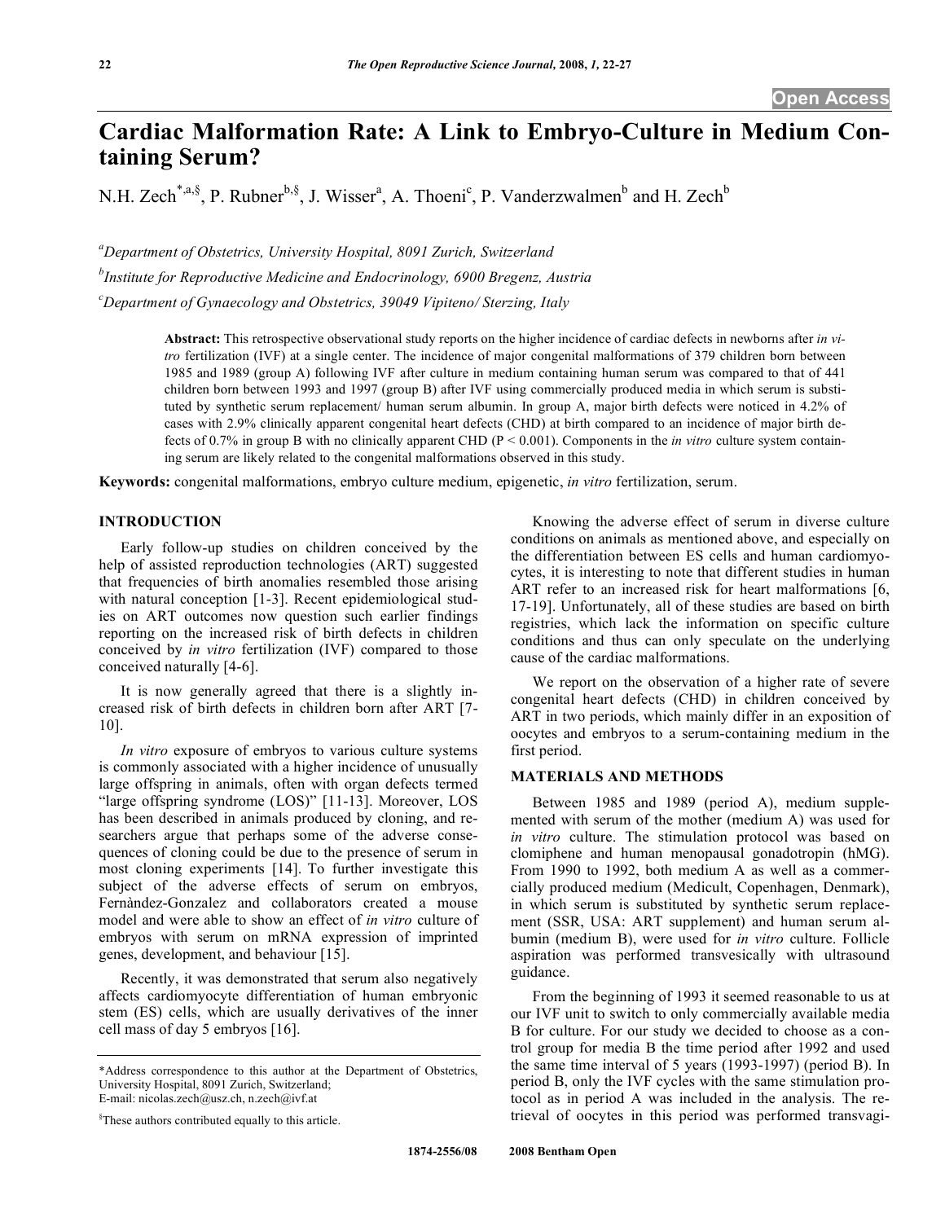Open Access

# Cardiac Malformation Rate: A Link to Embryo-Culture in Medium Containing Serum?

N.H. Zech[*,a,§], P. Rubner[b,§], J. Wisser[a], A. Thoeni[c], P. Vanderzwalmen[b] and H. Zech[b]

[a]Department of Obstetrics, University Hospital, 8091 Zurich, Switzerland

[b]Institute for Reproductive Medicine and Endocrinology, 6900 Bregenz, Austria

[c]Department of Gynaecology and Obstetrics, 39049 Vipiteno/ Sterzing, Italy

**Abstract:** This retrospective observational study reports on the higher incidence of cardiac defects in newborns after *in vitro* fertilization (IVF) at a single center. The incidence of major congenital malformations of 379 children born between 1985 and 1989 (group A) following IVF after culture in medium containing human serum was compared to that of 441 children born between 1993 and 1997 (group B) after IVF using commercially produced media in which serum is substituted by synthetic serum replacement/ human serum albumin. In group A, major birth defects were noticed in 4.2% of cases with 2.9% clinically apparent congenital heart defects (CHD) at birth compared to an incidence of major birth defects of 0.7% in group B with no clinically apparent CHD ($P < 0.001$). Components in the *in vitro* culture system containing serum are likely related to the congenital malformations observed in this study.

**Keywords:** congenital malformations, embryo culture medium, epigenetic, *in vitro* fertilization, serum.

## INTRODUCTION

Early follow-up studies on children conceived by the help of assisted reproduction technologies (ART) suggested that frequencies of birth anomalies resembled those arising with natural conception [1-3]. Recent epidemiological studies on ART outcomes now question such earlier findings reporting on the increased risk of birth defects in children conceived by *in vitro* fertilization (IVF) compared to those conceived naturally [4-6].

It is now generally agreed that there is a slightly increased risk of birth defects in children born after ART [7-10].

*In vitro* exposure of embryos to various culture systems is commonly associated with a higher incidence of unusually large offspring in animals, often with organ defects termed "large offspring syndrome (LOS)" [11-13]. Moreover, LOS has been described in animals produced by cloning, and researchers argue that perhaps some of the adverse consequences of cloning could be due to the presence of serum in most cloning experiments [14]. To further investigate this subject of the adverse effects of serum on embryos, Fernàndez-Gonzalez and collaborators created a mouse model and were able to show an effect of *in vitro* culture of embryos with serum on mRNA expression of imprinted genes, development, and behaviour [15].

Recently, it was demonstrated that serum also negatively affects cardiomyocyte differentiation of human embryonic stem (ES) cells, which are usually derivatives of the inner cell mass of day 5 embryos [16].

Knowing the adverse effect of serum in diverse culture conditions on animals as mentioned above, and especially on the differentiation between ES cells and human cardiomyocytes, it is interesting to note that different studies in human ART refer to an increased risk for heart malformations [6, 17-19]. Unfortunately, all of these studies are based on birth registries, which lack the information on specific culture conditions and thus can only speculate on the underlying cause of the cardiac malformations.

We report on the observation of a higher rate of severe congenital heart defects (CHD) in children conceived by ART in two periods, which mainly differ in an exposition of oocytes and embryos to a serum-containing medium in the first period.

## MATERIALS AND METHODS

Between 1985 and 1989 (period A), medium supplemented with serum of the mother (medium A) was used for *in vitro* culture. The stimulation protocol was based on clomiphene and human menopausal gonadotropin (hMG). From 1990 to 1992, both medium A as well as a commercially produced medium (Medicult, Copenhagen, Denmark), in which serum is substituted by synthetic serum replacement (SSR, USA: ART supplement) and human serum albumin (medium B), were used for *in vitro* culture. Follicle aspiration was performed transvesically with ultrasound guidance.

From the beginning of 1993 it seemed reasonable to us at our IVF unit to switch to only commercially available media B for culture. For our study we decided to choose as a control group for media B the time period after 1992 and used the same time interval of 5 years (1993-1997) (period B). In period B, only the IVF cycles with the same stimulation protocol as in period A was included in the analysis. The retrieval of oocytes in this period was performed transvagi-

*Address correspondence to this author at the Department of Obstetrics, University Hospital, 8091 Zurich, Switzerland;
E-mail: nicolas.zech@usz.ch, n.zech@ivf.at

§These authors contributed equally to this article.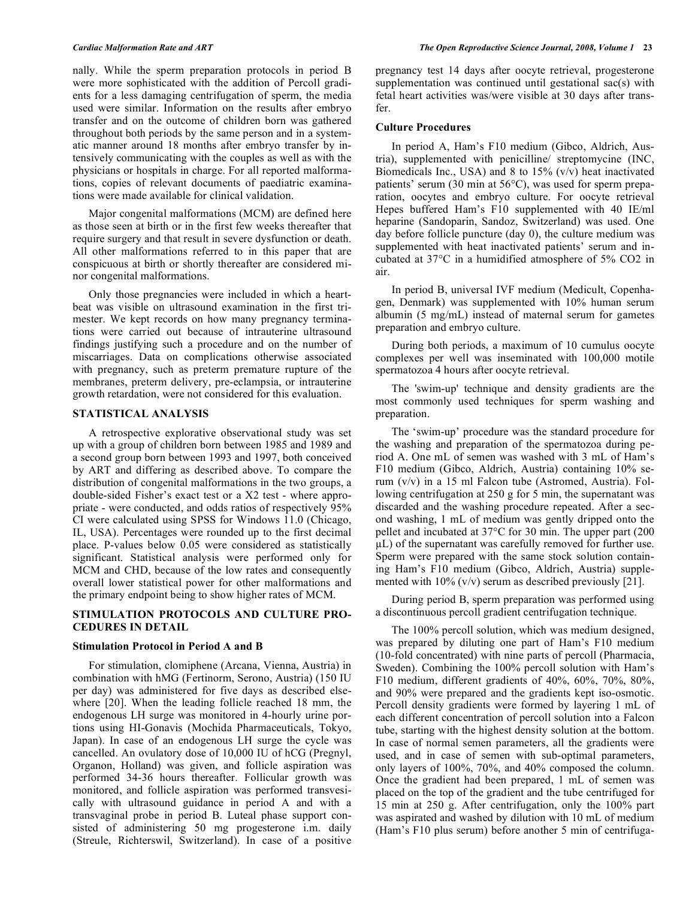nally. While the sperm preparation protocols in period B were more sophisticated with the addition of Percoll gradients for a less damaging centrifugation of sperm, the media used were similar. Information on the results after embryo transfer and on the outcome of children born was gathered throughout both periods by the same person and in a systematic manner around 18 months after embryo transfer by intensively communicating with the couples as well as with the physicians or hospitals in charge. For all reported malformations, copies of relevant documents of paediatric examinations were made available for clinical validation.

Major congenital malformations (MCM) are defined here as those seen at birth or in the first few weeks thereafter that require surgery and that result in severe dysfunction or death. All other malformations referred to in this paper that are conspicuous at birth or shortly thereafter are considered minor congenital malformations.

Only those pregnancies were included in which a heartbeat was visible on ultrasound examination in the first trimester. We kept records on how many pregnancy terminations were carried out because of intrauterine ultrasound findings justifying such a procedure and on the number of miscarriages. Data on complications otherwise associated with pregnancy, such as preterm premature rupture of the membranes, preterm delivery, pre-eclampsia, or intrauterine growth retardation, were not considered for this evaluation.

## STATISTICAL ANALYSIS

A retrospective explorative observational study was set up with a group of children born between 1985 and 1989 and a second group born between 1993 and 1997, both conceived by ART and differing as described above. To compare the distribution of congenital malformations in the two groups, a double-sided Fisher's exact test or a X2 test - where appropriate - were conducted, and odds ratios of respectively 95% CI were calculated using SPSS for Windows 11.0 (Chicago, IL, USA). Percentages were rounded up to the first decimal place. P-values below 0.05 were considered as statistically significant. Statistical analysis were performed only for MCM and CHD, because of the low rates and consequently overall lower statistical power for other malformations and the primary endpoint being to show higher rates of MCM.

## STIMULATION PROTOCOLS AND CULTURE PROCEDURES IN DETAIL

### Stimulation Protocol in Period A and B

For stimulation, clomiphene (Arcana, Vienna, Austria) in combination with hMG (Fertinorm, Serono, Austria) (150 IU per day) was administered for five days as described elsewhere [20]. When the leading follicle reached 18 mm, the endogenous LH surge was monitored in 4-hourly urine portions using HI-Gonavis (Mochida Pharmaceuticals, Tokyo, Japan). In case of an endogenous LH surge the cycle was cancelled. An ovulatory dose of 10,000 IU of hCG (Pregnyl, Organon, Holland) was given, and follicle aspiration was performed 34-36 hours thereafter. Follicular growth was monitored, and follicle aspiration was performed transvesically with ultrasound guidance in period A and with a transvaginal probe in period B. Luteal phase support consisted of administering 50 mg progesterone i.m. daily (Streule, Richterswil, Switzerland). In case of a positive pregnancy test 14 days after oocyte retrieval, progesterone supplementation was continued until gestational sac(s) with fetal heart activities was/were visible at 30 days after transfer.

### Culture Procedures

In period A, Ham's F10 medium (Gibco, Aldrich, Austria), supplemented with penicilline/ streptomycine (INC, Biomedicals Inc., USA) and 8 to 15% (v/v) heat inactivated patients' serum (30 min at 56°C), was used for sperm preparation, oocytes and embryo culture. For oocyte retrieval Hepes buffered Ham's F10 supplemented with 40 IE/ml heparine (Sandoparin, Sandoz, Switzerland) was used. One day before follicle puncture (day 0), the culture medium was supplemented with heat inactivated patients' serum and incubated at 37°C in a humidified atmosphere of 5% $CO_2$ in air.

In period B, universal IVF medium (Medicult, Copenhagen, Denmark) was supplemented with 10% human serum albumin (5 mg/mL) instead of maternal serum for gametes preparation and embryo culture.

During both periods, a maximum of 10 cumulus oocyte complexes per well was inseminated with 100,000 motile spermatozoa 4 hours after oocyte retrieval.

The 'swim-up' technique and density gradients are the most commonly used techniques for sperm washing and preparation.

The 'swim-up' procedure was the standard procedure for the washing and preparation of the spermatozoa during period A. One mL of semen was washed with 3 mL of Ham's F10 medium (Gibco, Aldrich, Austria) containing 10% serum (v/v) in a 15 ml Falcon tube (Astromed, Austria). Following centrifugation at 250 g for 5 min, the supernatant was discarded and the washing procedure repeated. After a second washing, 1 mL of medium was gently dripped onto the pellet and incubated at 37°C for 30 min. The upper part (200 μL) of the supernatant was carefully removed for further use. Sperm were prepared with the same stock solution containing Ham's F10 medium (Gibco, Aldrich, Austria) supplemented with 10% (v/v) serum as described previously [21].

During period B, sperm preparation was performed using a discontinuous percoll gradient centrifugation technique.

The 100% percoll solution, which was medium designed, was prepared by diluting one part of Ham's F10 medium (10-fold concentrated) with nine parts of percoll (Pharmacia, Sweden). Combining the 100% percoll solution with Ham's F10 medium, different gradients of 40%, 60%, 70%, 80%, and 90% were prepared and the gradients kept iso-osmotic. Percoll density gradients were formed by layering 1 mL of each different concentration of percoll solution into a Falcon tube, starting with the highest density solution at the bottom. In case of normal semen parameters, all the gradients were used, and in case of semen with sub-optimal parameters, only layers of 100%, 70%, and 40% composed the column. Once the gradient had been prepared, 1 mL of semen was placed on the top of the gradient and the tube centrifuged for 15 min at 250 g. After centrifugation, only the 100% part was aspirated and washed by dilution with 10 mL of medium (Ham's F10 plus serum) before another 5 min of centrifuga-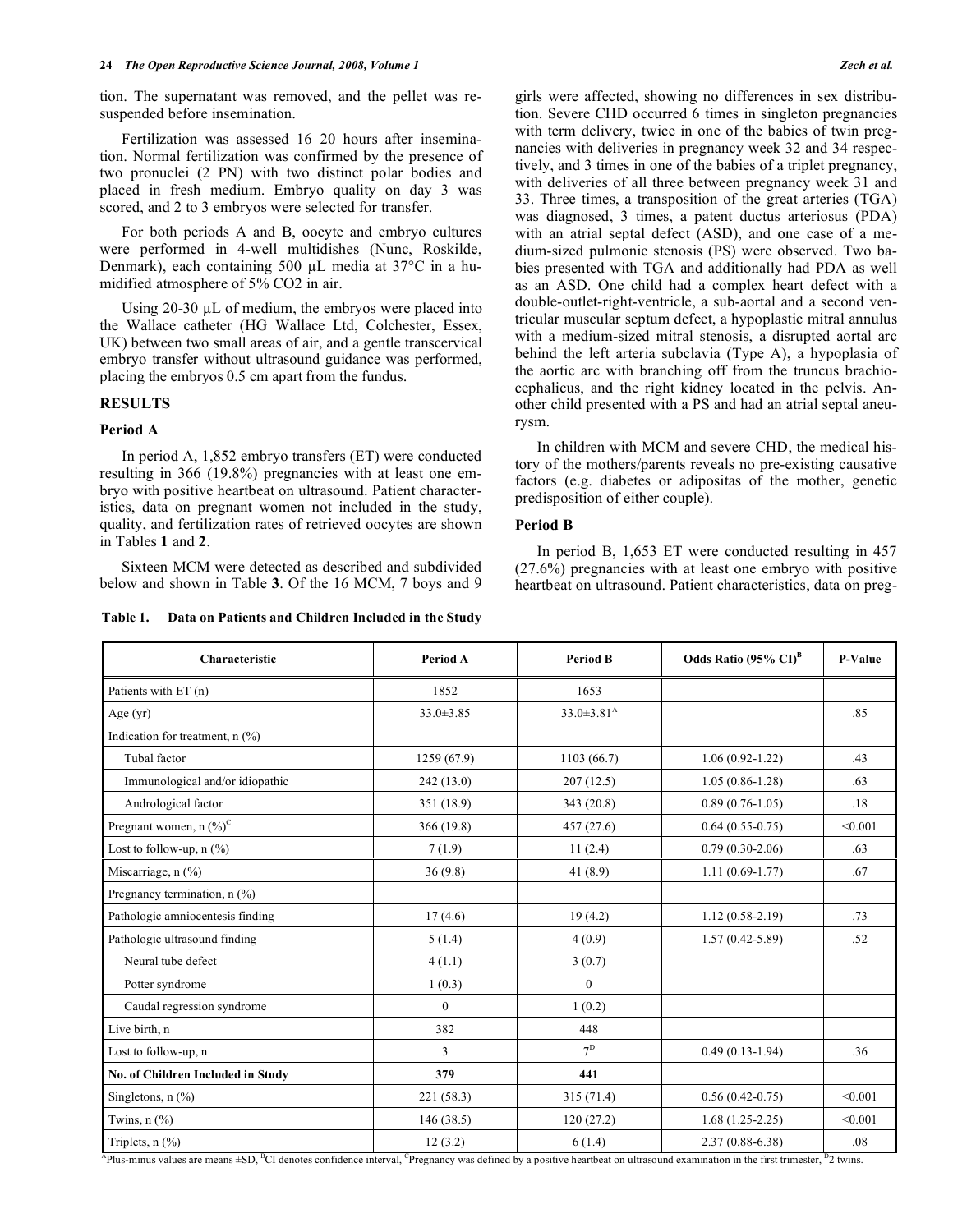tion. The supernatant was removed, and the pellet was resuspended before insemination.

Fertilization was assessed 16–20 hours after insemination. Normal fertilization was confirmed by the presence of two pronuclei (2 PN) with two distinct polar bodies and placed in fresh medium. Embryo quality on day 3 was scored, and 2 to 3 embryos were selected for transfer.

For both periods A and B, oocyte and embryo cultures were performed in 4-well multidishes (Nunc, Roskilde, Denmark), each containing 500 µL media at 37°C in a humidified atmosphere of 5% $CO_2$ in air.

Using 20-30 µL of medium, the embryos were placed into the Wallace catheter (HG Wallace Ltd, Colchester, Essex, UK) between two small areas of air, and a gentle transcervical embryo transfer without ultrasound guidance was performed, placing the embryos 0.5 cm apart from the fundus.

## RESULTS

### Period A

In period A, 1,852 embryo transfers (ET) were conducted resulting in 366 (19.8%) pregnancies with at least one embryo with positive heartbeat on ultrasound. Patient characteristics, data on pregnant women not included in the study, quality, and fertilization rates of retrieved oocytes are shown in Tables **1** and **2**.

Sixteen MCM were detected as described and subdivided below and shown in Table **3**. Of the 16 MCM, 7 boys and 9 girls were affected, showing no differences in sex distribution. Severe CHD occurred 6 times in singleton pregnancies with term delivery, twice in one of the babies of twin pregnancies with deliveries in pregnancy week 32 and 34 respectively, and 3 times in one of the babies of a triplet pregnancy, with deliveries of all three between pregnancy week 31 and 33. Three times, a transposition of the great arteries (TGA) was diagnosed, 3 times, a patent ductus arteriosus (PDA) with an atrial septal defect (ASD), and one case of a medium-sized pulmonic stenosis (PS) were observed. Two babies presented with TGA and additionally had PDA as well as an ASD. One child had a complex heart defect with a double-outlet-right-ventricle, a sub-aortal and a second ventricular muscular septum defect, a hypoplastic mitral annulus with a medium-sized mitral stenosis, a disrupted aortal arc behind the left arteria subclavia (Type A), a hypoplasia of the aortic arc with branching off from the truncus brachiocephalicus, and the right kidney located in the pelvis. Another child presented with a PS and had an atrial septal aneurysm.

In children with MCM and severe CHD, the medical history of the mothers/parents reveals no pre-existing causative factors (e.g. diabetes or adipositas of the mother, genetic predisposition of either couple).

### Period B

In period B, 1,653 ET were conducted resulting in 457 (27.6%) pregnancies with at least one embryo with positive heartbeat on ultrasound. Patient characteristics, data on preg-

**Table 1. Data on Patients and Children Included in the Study**

| Characteristic | Period A | Period B | Odds Ratio (95% CI)[B] | P-Value |
|---|---|---|---|---|
| Patients with ET (n) | 1852 | 1653 | | |
| Age (yr) | 33.0±3.85 | 33.0±3.81[A] | | .85 |
| Indication for treatment, n (%) | | | | |
| Tubal factor | 1259 (67.9) | 1103 (66.7) | 1.06 (0.92-1.22) | .43 |
| Immunological and/or idiopathic | 242 (13.0) | 207 (12.5) | 1.05 (0.86-1.28) | .63 |
| Andrological factor | 351 (18.9) | 343 (20.8) | 0.89 (0.76-1.05) | .18 |
| Pregnant women, n (%)[C] | 366 (19.8) | 457 (27.6) | 0.64 (0.55-0.75) | <0.001 |
| Lost to follow-up, n (%) | 7 (1.9) | 11 (2.4) | 0.79 (0.30-2.06) | .63 |
| Miscarriage, n (%) | 36 (9.8) | 41 (8.9) | 1.11 (0.69-1.77) | .67 |
| Pregnancy termination, n (%) | | | | |
| Pathologic amniocentesis finding | 17 (4.6) | 19 (4.2) | 1.12 (0.58-2.19) | .73 |
| Pathologic ultrasound finding | 5 (1.4) | 4 (0.9) | 1.57 (0.42-5.89) | .52 |
| Neural tube defect | 4 (1.1) | 3 (0.7) | | |
| Potter syndrome | 1 (0.3) | 0 | | |
| Caudal regression syndrome | 0 | 1 (0.2) | | |
| Live birth, n | 382 | 448 | | |
| Lost to follow-up, n | 3 | 7[D] | 0.49 (0.13-1.94) | .36 |
| **No. of Children Included in Study** | **379** | **441** | | |
| Singletons, n (%) | 221 (58.3) | 315 (71.4) | 0.56 (0.42-0.75) | <0.001 |
| Twins, n (%) | 146 (38.5) | 120 (27.2) | 1.68 (1.25-2.25) | <0.001 |
| Triplets, n (%) | 12 (3.2) | 6 (1.4) | 2.37 (0.88-6.38) | .08 |

[A]Plus-minus values are means ±SD, [B]CI denotes confidence interval, [C]Pregnancy was defined by a positive heartbeat on ultrasound examination in the first trimester, [D]2 twins.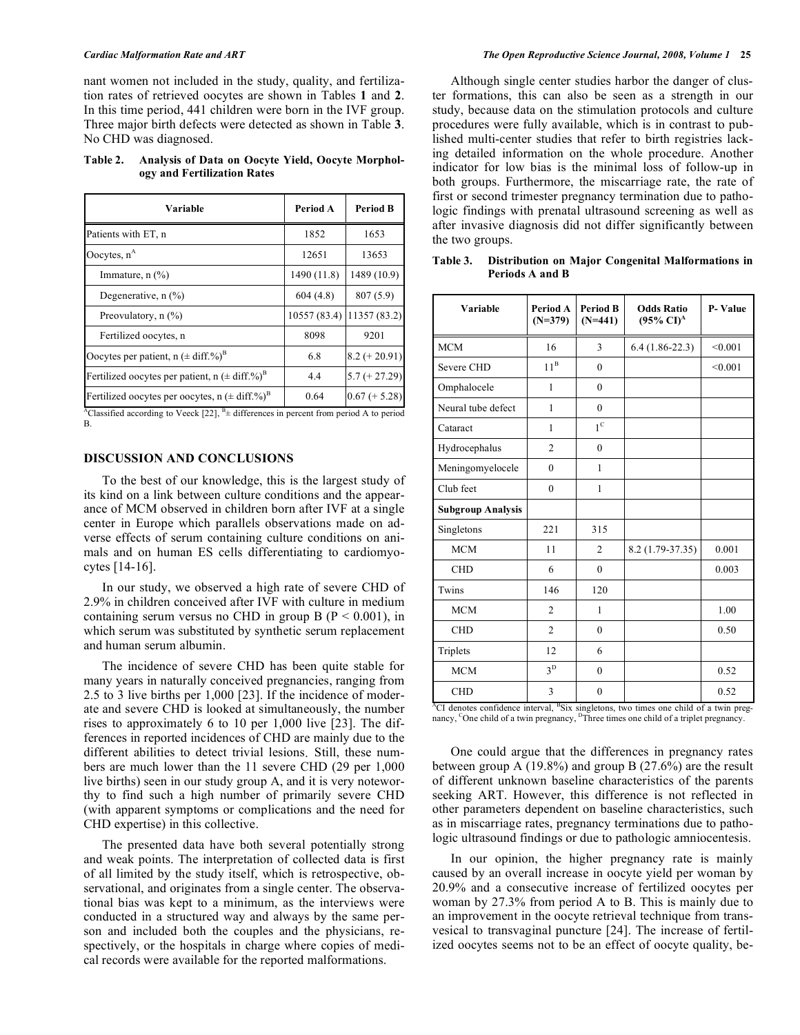nant women not included in the study, quality, and fertilization rates of retrieved oocytes are shown in Tables **1** and **2**. In this time period, 441 children were born in the IVF group. Three major birth defects were detected as shown in Table **3**. No CHD was diagnosed.

**Table 2. Analysis of Data on Oocyte Yield, Oocyte Morphology and Fertilization Rates**

| Variable | Period A | Period B |
|---|---|---|
| Patients with ET, n | 1852 | 1653 |
| Oocytes, n[A] | 12651 | 13653 |
| Immature, n (%) | 1490 (11.8) | 1489 (10.9) |
| Degenerative, n (%) | 604 (4.8) | 807 (5.9) |
| Preovulatory, n (%) | 10557 (83.4) | 11357 (83.2) |
| Fertilized oocytes, n | 8098 | 9201 |
| Oocytes per patient, n (± diff.%)[B] | 6.8 | 8.2 (+ 20.91) |
| Fertilized oocytes per patient, n (± diff.%)[B] | 4.4 | 5.7 (+ 27.29) |
| Fertilized oocytes per oocytes, n (± diff.%)[B] | 0.64 | 0.67 (+ 5.28) |

[A]Classified according to Veeck [22], [B]± differences in percent from period A to period B.

## DISCUSSION AND CONCLUSIONS

To the best of our knowledge, this is the largest study of its kind on a link between culture conditions and the appearance of MCM observed in children born after IVF at a single center in Europe which parallels observations made on adverse effects of serum containing culture conditions on animals and on human ES cells differentiating to cardiomyocytes [14-16].

In our study, we observed a high rate of severe CHD of 2.9% in children conceived after IVF with culture in medium containing serum versus no CHD in group B ($P < 0.001$), in which serum was substituted by synthetic serum replacement and human serum albumin.

The incidence of severe CHD has been quite stable for many years in naturally conceived pregnancies, ranging from 2.5 to 3 live births per 1,000 [23]. If the incidence of moderate and severe CHD is looked at simultaneously, the number rises to approximately 6 to 10 per 1,000 live [23]. The differences in reported incidences of CHD are mainly due to the different abilities to detect trivial lesions. Still, these numbers are much lower than the 11 severe CHD (29 per 1,000 live births) seen in our study group A, and it is very noteworthy to find such a high number of primarily severe CHD (with apparent symptoms or complications and the need for CHD expertise) in this collective.

The presented data have both several potentially strong and weak points. The interpretation of collected data is first of all limited by the study itself, which is retrospective, observational, and originates from a single center. The observational bias was kept to a minimum, as the interviews were conducted in a structured way and always by the same person and included both the couples and the physicians, respectively, or the hospitals in charge where copies of medical records were available for the reported malformations.

Although single center studies harbor the danger of cluster formations, this can also be seen as a strength in our study, because data on the stimulation protocols and culture procedures were fully available, which is in contrast to published multi-center studies that refer to birth registries lacking detailed information on the whole procedure. Another indicator for low bias is the minimal loss of follow-up in both groups. Furthermore, the miscarriage rate, the rate of first or second trimester pregnancy termination due to pathologic findings with prenatal ultrasound screening as well as after invasive diagnosis did not differ significantly between the two groups.

**Table 3. Distribution on Major Congenital Malformations in Periods A and B**

| Variable | Period A (N=379) | Period B (N=441) | Odds Ratio (95% CI)[A] | P- Value |
|---|---|---|---|---|
| MCM | 16 | 3 | 6.4 (1.86-22.3) | <0.001 |
| Severe CHD | 11[B] | 0 | | <0.001 |
| Omphalocele | 1 | 0 | | |
| Neural tube defect | 1 | 0 | | |
| Cataract | 1 | 1[C] | | |
| Hydrocephalus | 2 | 0 | | |
| Meningomyelocele | 0 | 1 | | |
| Club feet | 0 | 1 | | |
| **Subgroup Analysis** | | | | |
| Singletons | 221 | 315 | | |
| MCM | 11 | 2 | 8.2 (1.79-37.35) | 0.001 |
| CHD | 6 | 0 | | 0.003 |
| Twins | 146 | 120 | | |
| MCM | 2 | 1 | | 1.00 |
| CHD | 2 | 0 | | 0.50 |
| Triplets | 12 | 6 | | |
| MCM | 3[D] | 0 | | 0.52 |
| CHD | 3 | 0 | | 0.52 |

[A]CI denotes confidence interval, [B]Six singletons, two times one child of a twin pregnancy, [C]One child of a twin pregnancy, [D]Three times one child of a triplet pregnancy.

One could argue that the differences in pregnancy rates between group A (19.8%) and group B (27.6%) are the result of different unknown baseline characteristics of the parents seeking ART. However, this difference is not reflected in other parameters dependent on baseline characteristics, such as in miscarriage rates, pregnancy terminations due to pathologic ultrasound findings or due to pathologic amniocentesis.

In our opinion, the higher pregnancy rate is mainly caused by an overall increase in oocyte yield per woman by 20.9% and a consecutive increase of fertilized oocytes per woman by 27.3% from period A to B. This is mainly due to an improvement in the oocyte retrieval technique from transvesical to transvaginal puncture [24]. The increase of fertilized oocytes seems not to be an effect of oocyte quality, be-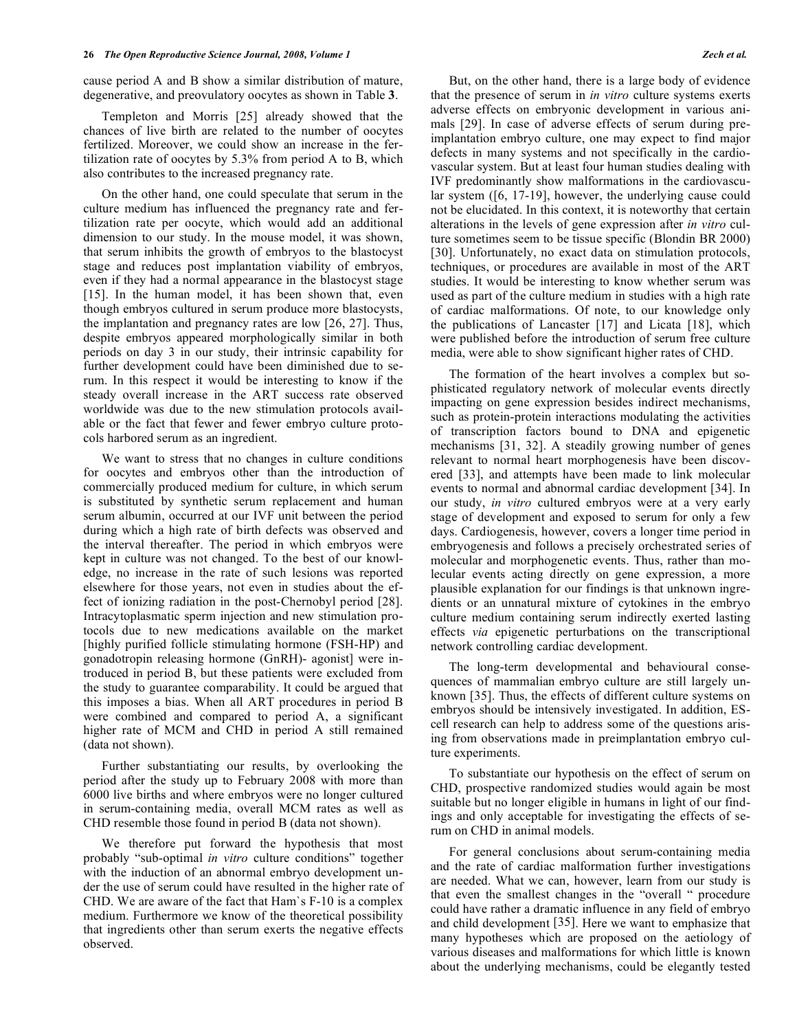cause period A and B show a similar distribution of mature, degenerative, and preovulatory oocytes as shown in Table **3**.

Templeton and Morris [25] already showed that the chances of live birth are related to the number of oocytes fertilized. Moreover, we could show an increase in the fertilization rate of oocytes by 5.3% from period A to B, which also contributes to the increased pregnancy rate.

On the other hand, one could speculate that serum in the culture medium has influenced the pregnancy rate and fertilization rate per oocyte, which would add an additional dimension to our study. In the mouse model, it was shown, that serum inhibits the growth of embryos to the blastocyst stage and reduces post implantation viability of embryos, even if they had a normal appearance in the blastocyst stage [15]. In the human model, it has been shown that, even though embryos cultured in serum produce more blastocysts, the implantation and pregnancy rates are low [26, 27]. Thus, despite embryos appeared morphologically similar in both periods on day 3 in our study, their intrinsic capability for further development could have been diminished due to serum. In this respect it would be interesting to know if the steady overall increase in the ART success rate observed worldwide was due to the new stimulation protocols available or the fact that fewer and fewer embryo culture protocols harbored serum as an ingredient.

We want to stress that no changes in culture conditions for oocytes and embryos other than the introduction of commercially produced medium for culture, in which serum is substituted by synthetic serum replacement and human serum albumin, occurred at our IVF unit between the period during which a high rate of birth defects was observed and the interval thereafter. The period in which embryos were kept in culture was not changed. To the best of our knowledge, no increase in the rate of such lesions was reported elsewhere for those years, not even in studies about the effect of ionizing radiation in the post-Chernobyl period [28]. Intracytoplasmatic sperm injection and new stimulation protocols due to new medications available on the market [highly purified follicle stimulating hormone (FSH-HP) and gonadotropin releasing hormone (GnRH)- agonist] were introduced in period B, but these patients were excluded from the study to guarantee comparability. It could be argued that this imposes a bias. When all ART procedures in period B were combined and compared to period A, a significant higher rate of MCM and CHD in period A still remained (data not shown).

Further substantiating our results, by overlooking the period after the study up to February 2008 with more than 6000 live births and where embryos were no longer cultured in serum-containing media, overall MCM rates as well as CHD resemble those found in period B (data not shown).

We therefore put forward the hypothesis that most probably "sub-optimal *in vitro* culture conditions" together with the induction of an abnormal embryo development under the use of serum could have resulted in the higher rate of CHD. We are aware of the fact that Ham`s F-10 is a complex medium. Furthermore we know of the theoretical possibility that ingredients other than serum exerts the negative effects observed.

But, on the other hand, there is a large body of evidence that the presence of serum in *in vitro* culture systems exerts adverse effects on embryonic development in various animals [29]. In case of adverse effects of serum during preimplantation embryo culture, one may expect to find major defects in many systems and not specifically in the cardiovascular system. But at least four human studies dealing with IVF predominantly show malformations in the cardiovascular system ([6, 17-19], however, the underlying cause could not be elucidated. In this context, it is noteworthy that certain alterations in the levels of gene expression after *in vitro* culture sometimes seem to be tissue specific (Blondin BR 2000) [30]. Unfortunately, no exact data on stimulation protocols, techniques, or procedures are available in most of the ART studies. It would be interesting to know whether serum was used as part of the culture medium in studies with a high rate of cardiac malformations. Of note, to our knowledge only the publications of Lancaster [17] and Licata [18], which were published before the introduction of serum free culture media, were able to show significant higher rates of CHD.

The formation of the heart involves a complex but sophisticated regulatory network of molecular events directly impacting on gene expression besides indirect mechanisms, such as protein-protein interactions modulating the activities of transcription factors bound to DNA and epigenetic mechanisms [31, 32]. A steadily growing number of genes relevant to normal heart morphogenesis have been discovered [33], and attempts have been made to link molecular events to normal and abnormal cardiac development [34]. In our study, *in vitro* cultured embryos were at a very early stage of development and exposed to serum for only a few days. Cardiogenesis, however, covers a longer time period in embryogenesis and follows a precisely orchestrated series of molecular and morphogenetic events. Thus, rather than molecular events acting directly on gene expression, a more plausible explanation for our findings is that unknown ingredients or an unnatural mixture of cytokines in the embryo culture medium containing serum indirectly exerted lasting effects *via* epigenetic perturbations on the transcriptional network controlling cardiac development.

The long-term developmental and behavioural consequences of mammalian embryo culture are still largely unknown [35]. Thus, the effects of different culture systems on embryos should be intensively investigated. In addition, ES-cell research can help to address some of the questions arising from observations made in preimplantation embryo culture experiments.

To substantiate our hypothesis on the effect of serum on CHD, prospective randomized studies would again be most suitable but no longer eligible in humans in light of our findings and only acceptable for investigating the effects of serum on CHD in animal models.

For general conclusions about serum-containing media and the rate of cardiac malformation further investigations are needed. What we can, however, learn from our study is that even the smallest changes in the "overall " procedure could have rather a dramatic influence in any field of embryo and child development [35]. Here we want to emphasize that many hypotheses which are proposed on the aetiology of various diseases and malformations for which little is known about the underlying mechanisms, could be elegantly tested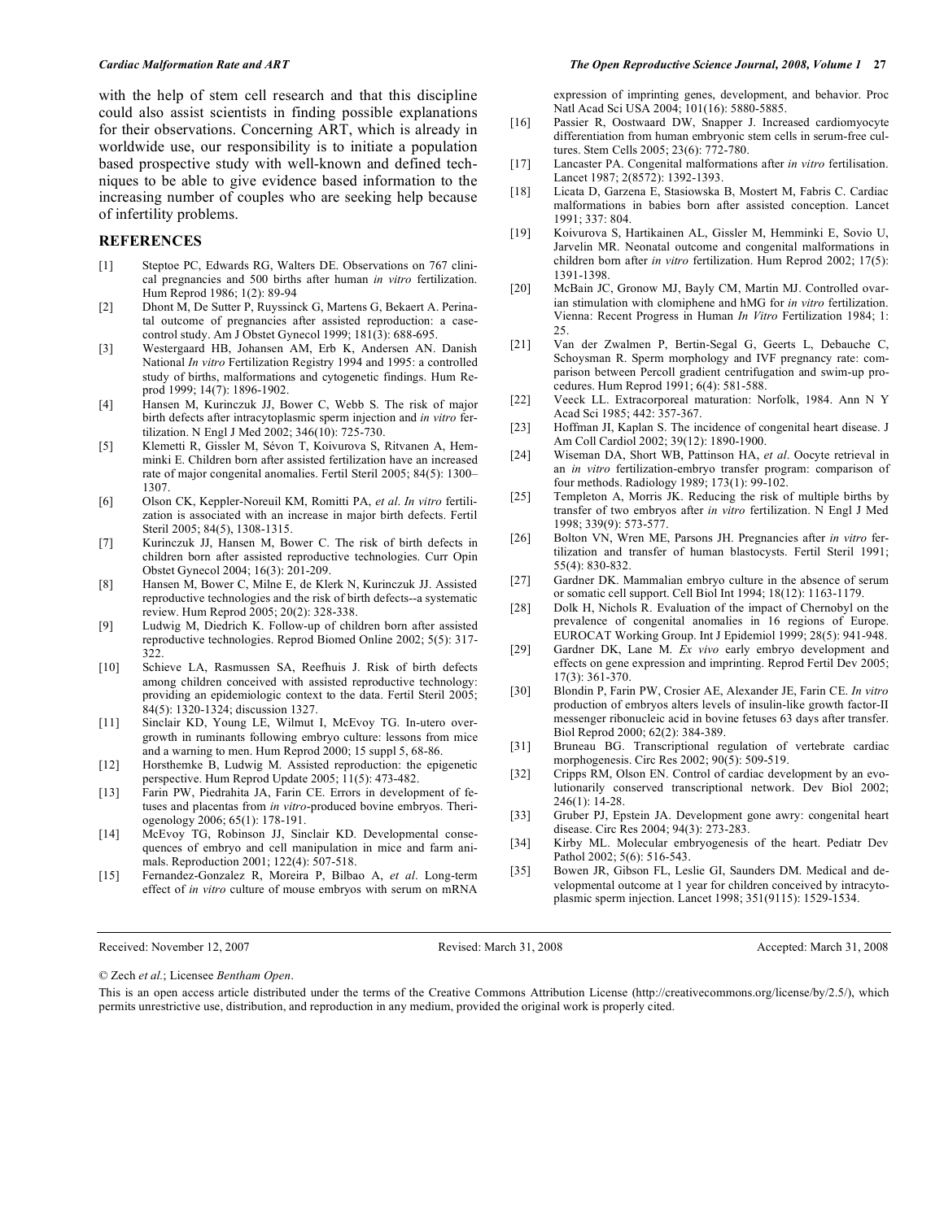with the help of stem cell research and that this discipline could also assist scientists in finding possible explanations for their observations. Concerning ART, which is already in worldwide use, our responsibility is to initiate a population based prospective study with well-known and defined techniques to be able to give evidence based information to the increasing number of couples who are seeking help because of infertility problems.

## REFERENCES

[1] Steptoe PC, Edwards RG, Walters DE. Observations on 767 clinical pregnancies and 500 births after human *in vitro* fertilization. Hum Reprod 1986; 1(2): 89-94

[2] Dhont M, De Sutter P, Ruyssinck G, Martens G, Bekaert A. Perinatal outcome of pregnancies after assisted reproduction: a case-control study. Am J Obstet Gynecol 1999; 181(3): 688-695.

[3] Westergaard HB, Johansen AM, Erb K, Andersen AN. Danish National *In vitro* Fertilization Registry 1994 and 1995: a controlled study of births, malformations and cytogenetic findings. Hum Reprod 1999; 14(7): 1896-1902.

[4] Hansen M, Kurinczuk JJ, Bower C, Webb S. The risk of major birth defects after intracytoplasmic sperm injection and *in vitro* fertilization. N Engl J Med 2002; 346(10): 725-730.

[5] Klemetti R, Gissler M, Sévon T, Koivurova S, Ritvanen A, Hemminki E. Children born after assisted fertilization have an increased rate of major congenital anomalies. Fertil Steril 2005; 84(5): 1300–1307.

[6] Olson CK, Keppler-Noreuil KM, Romitti PA, *et al*. *In vitro* fertilization is associated with an increase in major birth defects. Fertil Steril 2005; 84(5), 1308-1315.

[7] Kurinczuk JJ, Hansen M, Bower C. The risk of birth defects in children born after assisted reproductive technologies. Curr Opin Obstet Gynecol 2004; 16(3): 201-209.

[8] Hansen M, Bower C, Milne E, de Klerk N, Kurinczuk JJ. Assisted reproductive technologies and the risk of birth defects--a systematic review. Hum Reprod 2005; 20(2): 328-338.

[9] Ludwig M, Diedrich K. Follow-up of children born after assisted reproductive technologies. Reprod Biomed Online 2002; 5(5): 317-322.

[10] Schieve LA, Rasmussen SA, Reefhuis J. Risk of birth defects among children conceived with assisted reproductive technology: providing an epidemiologic context to the data. Fertil Steril 2005; 84(5): 1320-1324; discussion 1327.

[11] Sinclair KD, Young LE, Wilmut I, McEvoy TG. In-utero overgrowth in ruminants following embryo culture: lessons from mice and a warning to men. Hum Reprod 2000; 15 suppl 5, 68-86.

[12] Horsthemke B, Ludwig M. Assisted reproduction: the epigenetic perspective. Hum Reprod Update 2005; 11(5): 473-482.

[13] Farin PW, Piedrahita JA, Farin CE. Errors in development of fetuses and placentas from *in vitro*-produced bovine embryos. Theriogenology 2006; 65(1): 178-191.

[14] McEvoy TG, Robinson JJ, Sinclair KD. Developmental consequences of embryo and cell manipulation in mice and farm animals. Reproduction 2001; 122(4): 507-518.

[15] Fernandez-Gonzalez R, Moreira P, Bilbao A, *et al*. Long-term effect of *in vitro* culture of mouse embryos with serum on mRNA expression of imprinting genes, development, and behavior. Proc Natl Acad Sci USA 2004; 101(16): 5880-5885.

[16] Passier R, Oostwaard DW, Snapper J. Increased cardiomyocyte differentiation from human embryonic stem cells in serum-free cultures. Stem Cells 2005; 23(6): 772-780.

[17] Lancaster PA. Congenital malformations after *in vitro* fertilisation. Lancet 1987; 2(8572): 1392-1393.

[18] Licata D, Garzena E, Stasiowska B, Mostert M, Fabris C. Cardiac malformations in babies born after assisted conception. Lancet 1991; 337: 804.

[19] Koivurova S, Hartikainen AL, Gissler M, Hemminki E, Sovio U, Jarvelin MR. Neonatal outcome and congenital malformations in children born after *in vitro* fertilization. Hum Reprod 2002; 17(5): 1391-1398.

[20] McBain JC, Gronow MJ, Bayly CM, Martin MJ. Controlled ovarian stimulation with clomiphene and hMG for *in vitro* fertilization. Vienna: Recent Progress in Human *In Vitro* Fertilization 1984; 1: 25.

[21] Van der Zwalmen P, Bertin-Segal G, Geerts L, Debauche C, Schoysman R. Sperm morphology and IVF pregnancy rate: comparison between Percoll gradient centrifugation and swim-up procedures. Hum Reprod 1991; 6(4): 581-588.

[22] Veeck LL. Extracorporeal maturation: Norfolk, 1984. Ann N Y Acad Sci 1985; 442: 357-367.

[23] Hoffman JI, Kaplan S. The incidence of congenital heart disease. J Am Coll Cardiol 2002; 39(12): 1890-1900.

[24] Wiseman DA, Short WB, Pattinson HA, *et al*. Oocyte retrieval in an *in vitro* fertilization-embryo transfer program: comparison of four methods. Radiology 1989; 173(1): 99-102.

[25] Templeton A, Morris JK. Reducing the risk of multiple births by transfer of two embryos after *in vitro* fertilization. N Engl J Med 1998; 339(9): 573-577.

[26] Bolton VN, Wren ME, Parsons JH. Pregnancies after *in vitro* fertilization and transfer of human blastocysts. Fertil Steril 1991; 55(4): 830-832.

[27] Gardner DK. Mammalian embryo culture in the absence of serum or somatic cell support. Cell Biol Int 1994; 18(12): 1163-1179.

[28] Dolk H, Nichols R. Evaluation of the impact of Chernobyl on the prevalence of congenital anomalies in 16 regions of Europe. EUROCAT Working Group. Int J Epidemiol 1999; 28(5): 941-948.

[29] Gardner DK, Lane M. *Ex vivo* early embryo development and effects on gene expression and imprinting. Reprod Fertil Dev 2005; 17(3): 361-370.

[30] Blondin P, Farin PW, Crosier AE, Alexander JE, Farin CE. *In vitro* production of embryos alters levels of insulin-like growth factor-II messenger ribonucleic acid in bovine fetuses 63 days after transfer. Biol Reprod 2000; 62(2): 384-389.

[31] Bruneau BG. Transcriptional regulation of vertebrate cardiac morphogenesis. Circ Res 2002; 90(5): 509-519.

[32] Cripps RM, Olson EN. Control of cardiac development by an evolutionarily conserved transcriptional network. Dev Biol 2002; 246(1): 14-28.

[33] Gruber PJ, Epstein JA. Development gone awry: congenital heart disease. Circ Res 2004; 94(3): 273-283.

[34] Kirby ML. Molecular embryogenesis of the heart. Pediatr Dev Pathol 2002; 5(6): 516-543.

[35] Bowen JR, Gibson FL, Leslie GI, Saunders DM. Medical and developmental outcome at 1 year for children conceived by intracytoplasmic sperm injection. Lancet 1998; 351(9115): 1529-1534.

Received: November 12, 2007 Revised: March 31, 2008 Accepted: March 31, 2008

© Zech *et al*.; Licensee *Bentham Open*.

This is an open access article distributed under the terms of the Creative Commons Attribution License (http://creativecommons.org/license/by/2.5/), which permits unrestrictive use, distribution, and reproduction in any medium, provided the original work is properly cited.